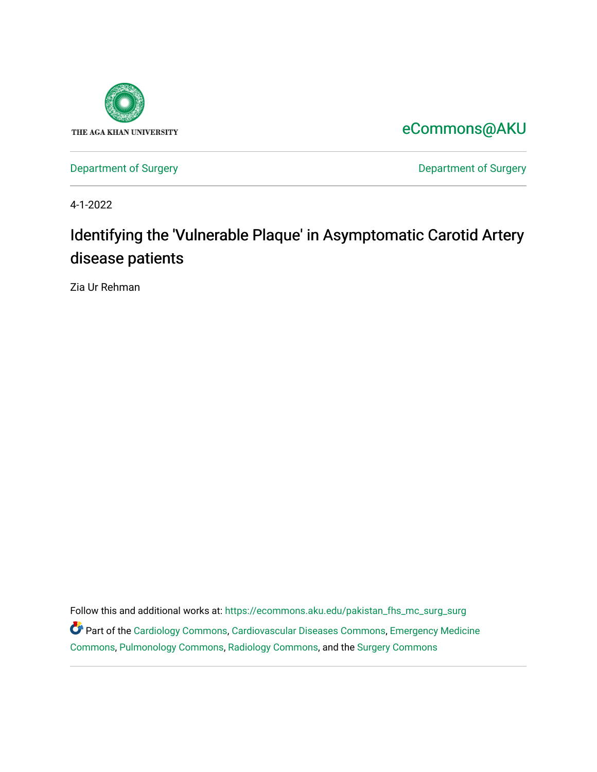THE AGA KHAN UNIVERSITY

eCommons@AKU

Department of Surgery | Department of Surgery

4-1-2022

# Identifying the 'Vulnerable Plaque' in Asymptomatic Carotid Artery disease patients

Zia Ur Rehman

Follow this and additional works at: https://ecommons.aku.edu/pakistan_fhs_mc_surg_surg

Part of the Cardiology Commons, Cardiovascular Diseases Commons, Emergency Medicine Commons, Pulmonology Commons, Radiology Commons, and the Surgery Commons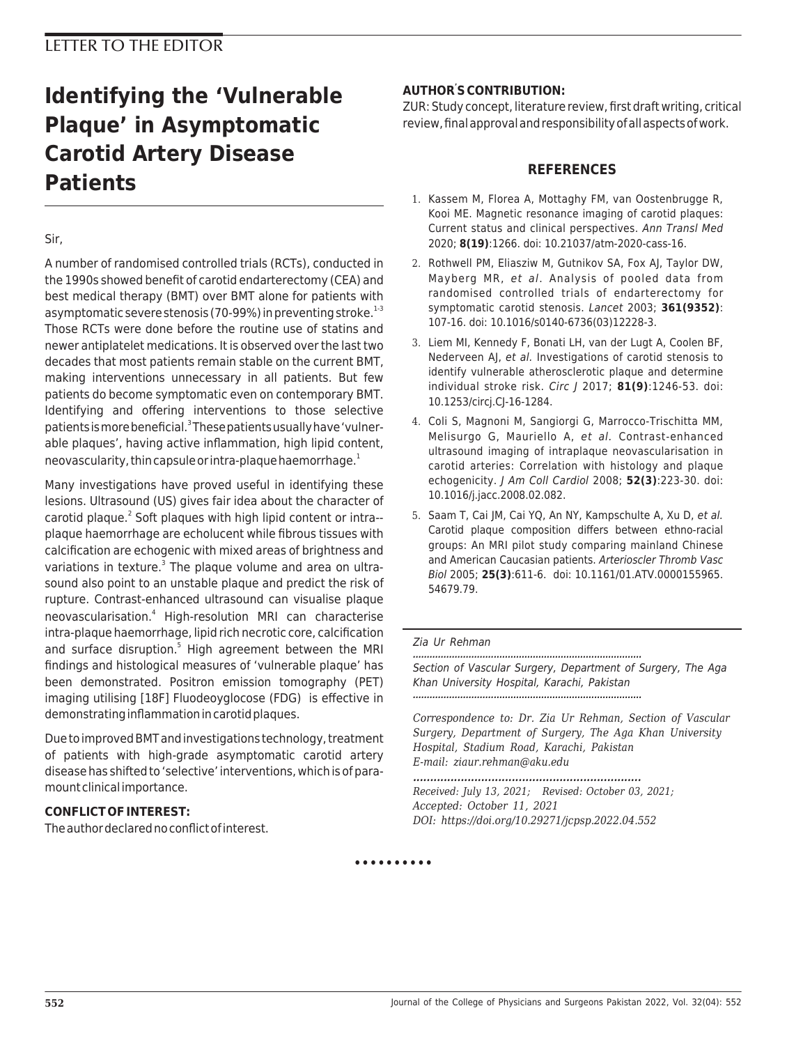LETTER TO THE EDITOR

# Identifying the 'Vulnerable Plaque' in Asymptomatic Carotid Artery Disease Patients

Sir,

A number of randomised controlled trials (RCTs), conducted in the 1990s showed benefit of carotid endarterectomy (CEA) and best medical therapy (BMT) over BMT alone for patients with asymptomatic severe stenosis (70-99%) in preventing stroke.[1-3] Those RCTs were done before the routine use of statins and newer antiplatelet medications. It is observed over the last two decades that most patients remain stable on the current BMT, making interventions unnecessary in all patients. But few patients do become symptomatic even on contemporary BMT. Identifying and offering interventions to those selective patients is more beneficial.[3] These patients usually have 'vulnerable plaques', having active inflammation, high lipid content, neovascularity, thin capsule or intra-plaque haemorrhage.[1]

Many investigations have proved useful in identifying these lesions. Ultrasound (US) gives fair idea about the character of carotid plaque.[2] Soft plaques with high lipid content or intra--plaque haemorrhage are echolucent while fibrous tissues with calcification are echogenic with mixed areas of brightness and variations in texture.[3] The plaque volume and area on ultrasound also point to an unstable plaque and predict the risk of rupture. Contrast-enhanced ultrasound can visualise plaque neovascularisation.[4] High-resolution MRI can characterise intra-plaque haemorrhage, lipid rich necrotic core, calcification and surface disruption.[5] High agreement between the MRI findings and histological measures of 'vulnerable plaque' has been demonstrated. Positron emission tomography (PET) imaging utilising [18F] Fluodeoygloc­ose (FDG) is effective in demonstrating inflammation in carotid plaques.

Due to improved BMT and investigations technology, treatment of patients with high-grade asymptomatic carotid artery disease has shifted to 'selective' interventions, which is of paramount clinical importance.

**CONFLICT OF INTEREST:**

The author declared no conflict of interest.

**AUTHOR'S CONTRIBUTION:**

ZUR: Study concept, literature review, first draft writing, critical review, final approval and responsibility of all aspects of work.

## REFERENCES

1. Kassem M, Florea A, Mottaghy FM, van Oostenbrugge R, Kooi ME. Magnetic resonance imaging of carotid plaques: Current status and clinical perspectives. *Ann Transl Med* 2020; **8(19)**:1266. doi: 10.21037/atm-2020-cass-16.
2. Rothwell PM, Eliasziw M, Gutnikov SA, Fox AJ, Taylor DW, Mayberg MR, *et al*. Analysis of pooled data from randomised controlled trials of endarterectomy for symptomatic carotid stenosis. *Lancet* 2003; **361(9352)**: 107-16. doi: 10.1016/s0140-6736(03)12228-3.
3. Liem MI, Kennedy F, Bonati LH, van der Lugt A, Coolen BF, Nederveen AJ, *et al.* Investigations of carotid stenosis to identify vulnerable atherosclerotic plaque and determine individual stroke risk. *Circ J* 2017; **81(9)**:1246-53. doi: 10.1253/circj.CJ-16-1284.
4. Coli S, Magnoni M, Sangiorgi G, Marrocco-Trischitta MM, Melisurgo G, Mauriello A, *et al.* Contrast-enhanced ultrasound imaging of intraplaque neovascularisation in carotid arteries: Correlation with histology and plaque echogenicity. *J Am Coll Cardiol* 2008; **52(3)**:223-30. doi: 10.1016/j.jacc.2008.02.082.
5. Saam T, Cai JM, Cai YQ, An NY, Kampschulte A, Xu D, *et al.* Carotid plaque composition differs between ethno-racial groups: An MRI pilot study comparing mainland Chinese and American Caucasian patients. *Arterioscler Thromb Vasc Biol* 2005; **25(3)**:611-6. doi: 10.1161/01.ATV.0000155965.54679.79.

*Zia Ur Rehman*

*Section of Vascular Surgery, Department of Surgery, The Aga Khan University Hospital, Karachi, Pakistan*

*Correspondence to: Dr. Zia Ur Rehman, Section of Vascular Surgery, Department of Surgery, The Aga Khan University Hospital, Stadium Road, Karachi, Pakistan*
*E-mail: ziaur.rehman@aku.edu*

*Received: July 13, 2021; Revised: October 03, 2021; Accepted: October 11, 2021*
*DOI: https://doi.org/10.29271/jcpsp.2022.04.552*